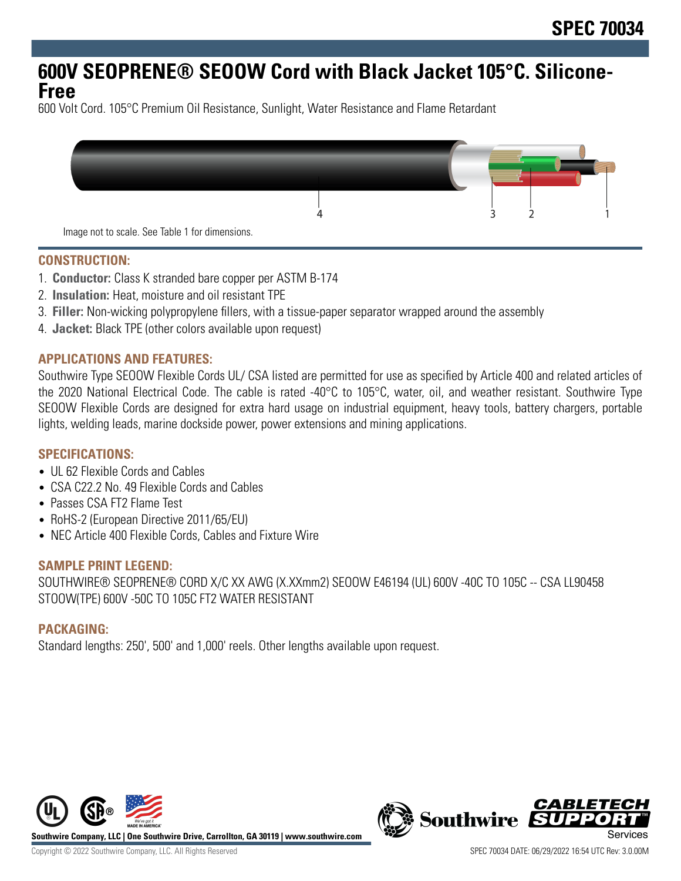SPEC 70034

# 600V SEOPRENE® SEOOW Cord with Black Jacket 105°C. Silicone-Free

600 Volt Cord. 105°C Premium Oil Resistance, Sunlight, Water Resistance and Flame Retardant

Image not to scale. See Table 1 for dimensions.

## CONSTRUCTION:

1. **Conductor:** Class K stranded bare copper per ASTM B-174
2. **Insulation:** Heat, moisture and oil resistant TPE
3. **Filler:** Non-wicking polypropylene fillers, with a tissue-paper separator wrapped around the assembly
4. **Jacket:** Black TPE (other colors available upon request)

## APPLICATIONS AND FEATURES:

Southwire Type SEOOW Flexible Cords UL/ CSA listed are permitted for use as specified by Article 400 and related articles of the 2020 National Electrical Code. The cable is rated -40°C to 105°C, water, oil, and weather resistant. Southwire Type SEOOW Flexible Cords are designed for extra hard usage on industrial equipment, heavy tools, battery chargers, portable lights, welding leads, marine dockside power, power extensions and mining applications.

## SPECIFICATIONS:

- UL 62 Flexible Cords and Cables
- CSA C22.2 No. 49 Flexible Cords and Cables
- Passes CSA FT2 Flame Test
- RoHS-2 (European Directive 2011/65/EU)
- NEC Article 400 Flexible Cords, Cables and Fixture Wire

## SAMPLE PRINT LEGEND:

SOUTHWIRE® SEOPRENE® CORD X/C XX AWG (X.XXmm2) SEOOW E46194 (UL) 600V -40C TO 105C -- CSA LL90458 STOOW(TPE) 600V -50C TO 105C FT2 WATER RESISTANT

## PACKAGING:

Standard lengths: 250', 500' and 1,000' reels. Other lengths available upon request.

Southwire Company, LLC | One Southwire Drive, Carrollton, GA 30119 | www.southwire.com

Copyright © 2022 Southwire Company, LLC. All Rights Reserved

SPEC 70034 DATE: 06/29/2022 16:54 UTC Rev: 3.0.00M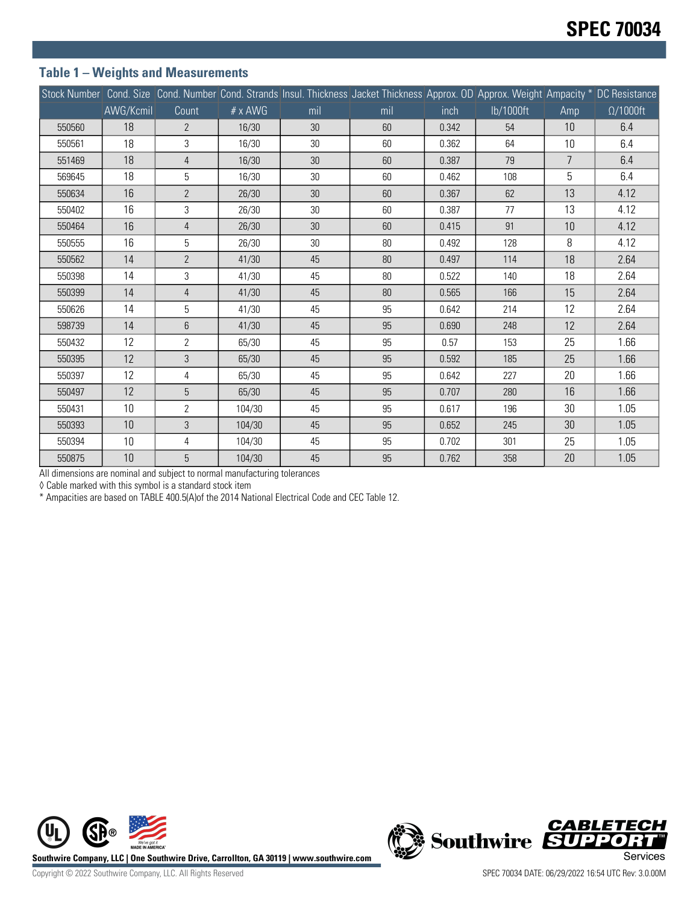## Table 1 – Weights and Measurements

| Stock Number | Cond. Size | Cond. Number | Cond. Strands | Insul. Thickness | Jacket Thickness | Approx. OD | Approx. Weight | Ampacity * | DC Resistance |
|---|---|---|---|---|---|---|---|---|---|
| | AWG/Kcmil | Count | # x AWG | mil | mil | inch | lb/1000ft | Amp | Ω/1000ft |
| 550560 | 18 | 2 | 16/30 | 30 | 60 | 0.342 | 54 | 10 | 6.4 |
| 550561 | 18 | 3 | 16/30 | 30 | 60 | 0.362 | 64 | 10 | 6.4 |
| 551469 | 18 | 4 | 16/30 | 30 | 60 | 0.387 | 79 | 7 | 6.4 |
| 569645 | 18 | 5 | 16/30 | 30 | 60 | 0.462 | 108 | 5 | 6.4 |
| 550634 | 16 | 2 | 26/30 | 30 | 60 | 0.367 | 62 | 13 | 4.12 |
| 550402 | 16 | 3 | 26/30 | 30 | 60 | 0.387 | 77 | 13 | 4.12 |
| 550464 | 16 | 4 | 26/30 | 30 | 60 | 0.415 | 91 | 10 | 4.12 |
| 550555 | 16 | 5 | 26/30 | 30 | 80 | 0.492 | 128 | 8 | 4.12 |
| 550562 | 14 | 2 | 41/30 | 45 | 80 | 0.497 | 114 | 18 | 2.64 |
| 550398 | 14 | 3 | 41/30 | 45 | 80 | 0.522 | 140 | 18 | 2.64 |
| 550399 | 14 | 4 | 41/30 | 45 | 80 | 0.565 | 166 | 15 | 2.64 |
| 550626 | 14 | 5 | 41/30 | 45 | 95 | 0.642 | 214 | 12 | 2.64 |
| 598739 | 14 | 6 | 41/30 | 45 | 95 | 0.690 | 248 | 12 | 2.64 |
| 550432 | 12 | 2 | 65/30 | 45 | 95 | 0.57 | 153 | 25 | 1.66 |
| 550395 | 12 | 3 | 65/30 | 45 | 95 | 0.592 | 185 | 25 | 1.66 |
| 550397 | 12 | 4 | 65/30 | 45 | 95 | 0.642 | 227 | 20 | 1.66 |
| 550497 | 12 | 5 | 65/30 | 45 | 95 | 0.707 | 280 | 16 | 1.66 |
| 550431 | 10 | 2 | 104/30 | 45 | 95 | 0.617 | 196 | 30 | 1.05 |
| 550393 | 10 | 3 | 104/30 | 45 | 95 | 0.652 | 245 | 30 | 1.05 |
| 550394 | 10 | 4 | 104/30 | 45 | 95 | 0.702 | 301 | 25 | 1.05 |
| 550875 | 10 | 5 | 104/30 | 45 | 95 | 0.762 | 358 | 20 | 1.05 |

All dimensions are nominal and subject to normal manufacturing tolerances

◊ Cable marked with this symbol is a standard stock item

* Ampacities are based on TABLE 400.5(A)of the 2014 National Electrical Code and CEC Table 12.

Southwire Company, LLC | One Southwire Drive, Carrollton, GA 30119 | www.southwire.com

Copyright © 2022 Southwire Company, LLC. All Rights Reserved

SPEC 70034 DATE: 06/29/2022 16:54 UTC Rev: 3.0.00M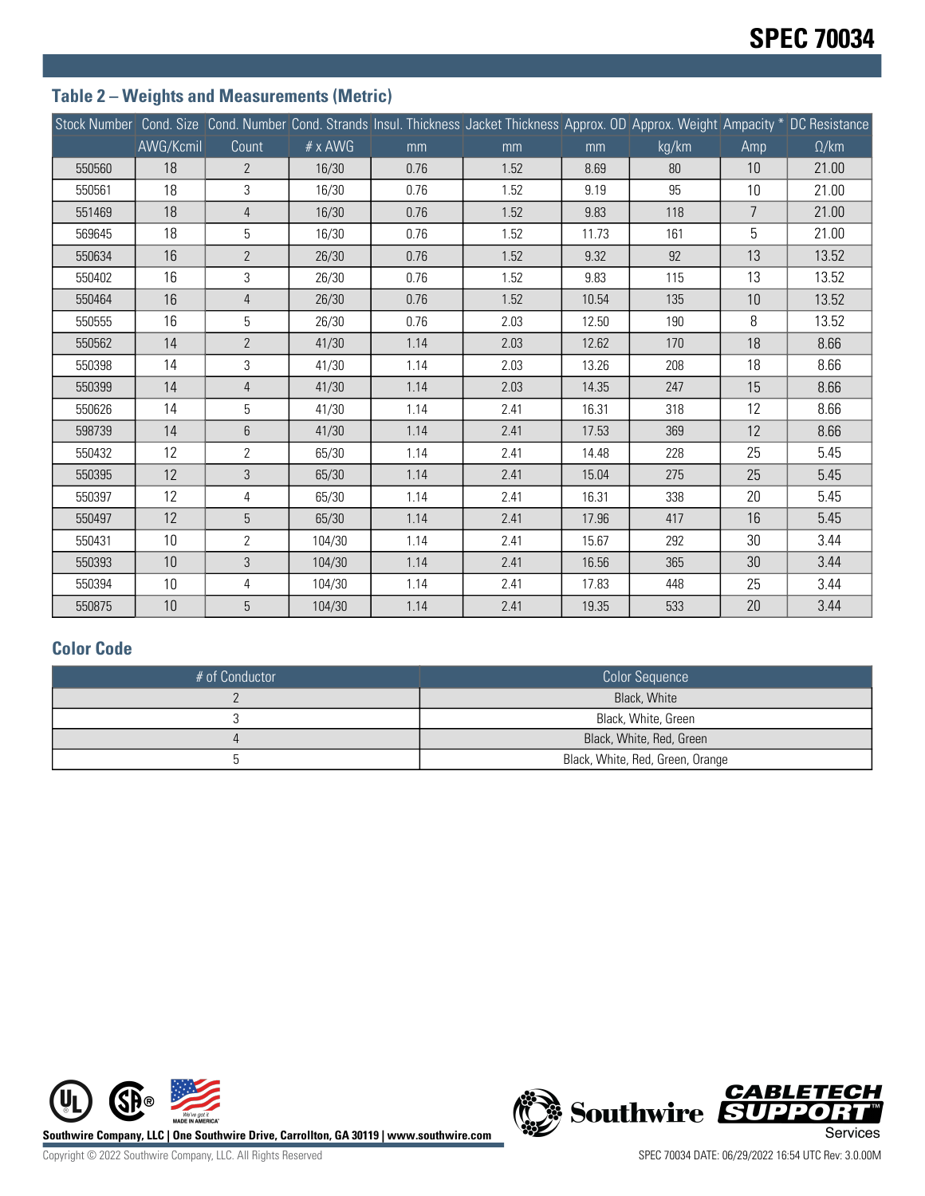## Table 2 – Weights and Measurements (Metric)

| Stock Number | Cond. Size | Cond. Number | Cond. Strands | Insul. Thickness | Jacket Thickness | Approx. OD | Approx. Weight | Ampacity * | DC Resistance |
|---|---|---|---|---|---|---|---|---|---|
| | AWG/Kcmil | Count | # x AWG | mm | mm | mm | kg/km | Amp | Ω/km |
| 550560 | 18 | 2 | 16/30 | 0.76 | 1.52 | 8.69 | 80 | 10 | 21.00 |
| 550561 | 18 | 3 | 16/30 | 0.76 | 1.52 | 9.19 | 95 | 10 | 21.00 |
| 551469 | 18 | 4 | 16/30 | 0.76 | 1.52 | 9.83 | 118 | 7 | 21.00 |
| 569645 | 18 | 5 | 16/30 | 0.76 | 1.52 | 11.73 | 161 | 5 | 21.00 |
| 550634 | 16 | 2 | 26/30 | 0.76 | 1.52 | 9.32 | 92 | 13 | 13.52 |
| 550402 | 16 | 3 | 26/30 | 0.76 | 1.52 | 9.83 | 115 | 13 | 13.52 |
| 550464 | 16 | 4 | 26/30 | 0.76 | 1.52 | 10.54 | 135 | 10 | 13.52 |
| 550555 | 16 | 5 | 26/30 | 0.76 | 2.03 | 12.50 | 190 | 8 | 13.52 |
| 550562 | 14 | 2 | 41/30 | 1.14 | 2.03 | 12.62 | 170 | 18 | 8.66 |
| 550398 | 14 | 3 | 41/30 | 1.14 | 2.03 | 13.26 | 208 | 18 | 8.66 |
| 550399 | 14 | 4 | 41/30 | 1.14 | 2.03 | 14.35 | 247 | 15 | 8.66 |
| 550626 | 14 | 5 | 41/30 | 1.14 | 2.41 | 16.31 | 318 | 12 | 8.66 |
| 598739 | 14 | 6 | 41/30 | 1.14 | 2.41 | 17.53 | 369 | 12 | 8.66 |
| 550432 | 12 | 2 | 65/30 | 1.14 | 2.41 | 14.48 | 228 | 25 | 5.45 |
| 550395 | 12 | 3 | 65/30 | 1.14 | 2.41 | 15.04 | 275 | 25 | 5.45 |
| 550397 | 12 | 4 | 65/30 | 1.14 | 2.41 | 16.31 | 338 | 20 | 5.45 |
| 550497 | 12 | 5 | 65/30 | 1.14 | 2.41 | 17.96 | 417 | 16 | 5.45 |
| 550431 | 10 | 2 | 104/30 | 1.14 | 2.41 | 15.67 | 292 | 30 | 3.44 |
| 550393 | 10 | 3 | 104/30 | 1.14 | 2.41 | 16.56 | 365 | 30 | 3.44 |
| 550394 | 10 | 4 | 104/30 | 1.14 | 2.41 | 17.83 | 448 | 25 | 3.44 |
| 550875 | 10 | 5 | 104/30 | 1.14 | 2.41 | 19.35 | 533 | 20 | 3.44 |

## Color Code

| # of Conductor | Color Sequence |
|---|---|
| 2 | Black, White |
| 3 | Black, White, Green |
| 4 | Black, White, Red, Green |
| 5 | Black, White, Red, Green, Orange |

Southwire Company, LLC | One Southwire Drive, Carrollton, GA 30119 | www.southwire.com

Copyright © 2022 Southwire Company, LLC. All Rights Reserved

SPEC 70034 DATE: 06/29/2022 16:54 UTC Rev: 3.0.00M